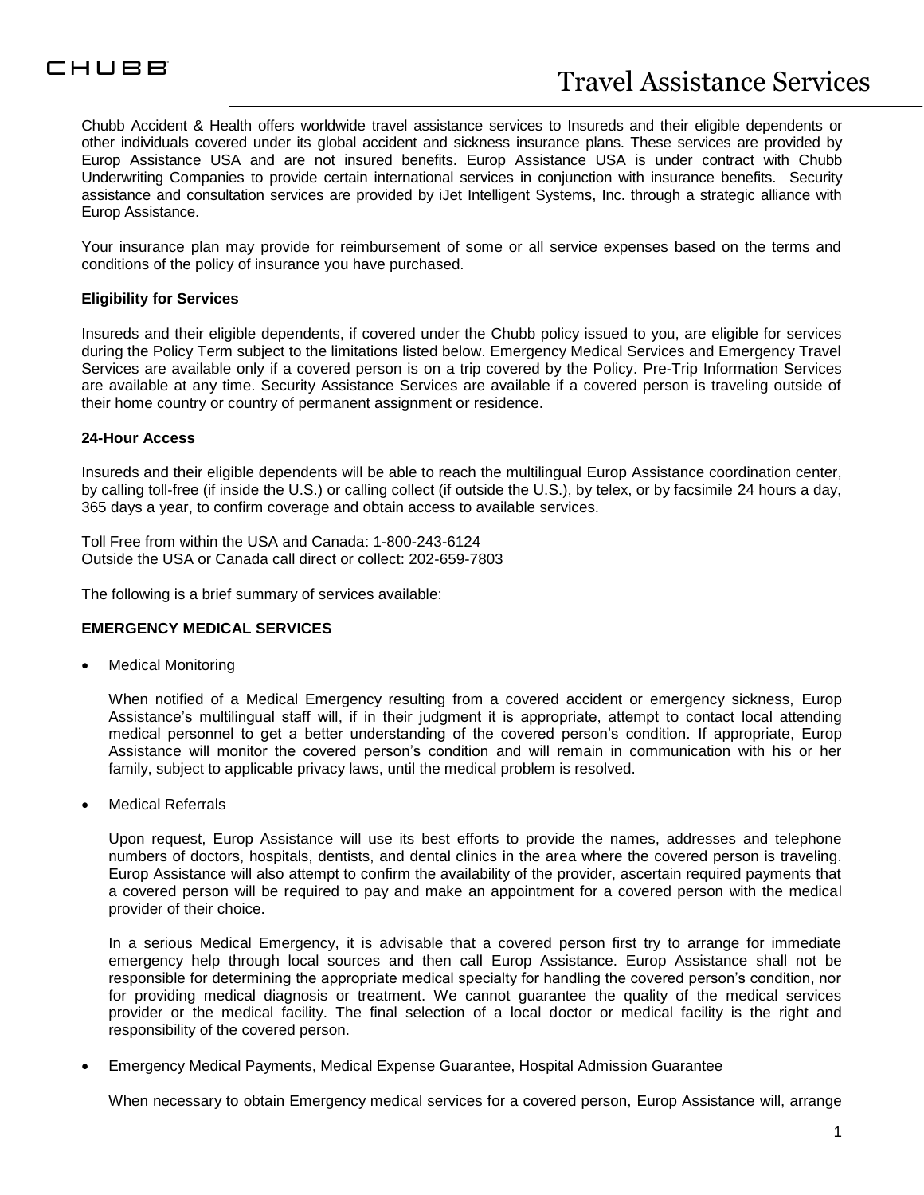# Travel Assistance Services

Chubb Accident & Health offers worldwide travel assistance services to Insureds and their eligible dependents or other individuals covered under its global accident and sickness insurance plans. These services are provided by Europ Assistance USA and are not insured benefits. Europ Assistance USA is under contract with Chubb Underwriting Companies to provide certain international services in conjunction with insurance benefits. Security assistance and consultation services are provided by iJet Intelligent Systems, Inc. through a strategic alliance with Europ Assistance.

Your insurance plan may provide for reimbursement of some or all service expenses based on the terms and conditions of the policy of insurance you have purchased.

**Eligibility for Services**

Insureds and their eligible dependents, if covered under the Chubb policy issued to you, are eligible for services during the Policy Term subject to the limitations listed below. Emergency Medical Services and Emergency Travel Services are available only if a covered person is on a trip covered by the Policy. Pre-Trip Information Services are available at any time. Security Assistance Services are available if a covered person is traveling outside of their home country or country of permanent assignment or residence.

**24-Hour Access**

Insureds and their eligible dependents will be able to reach the multilingual Europ Assistance coordination center, by calling toll-free (if inside the U.S.) or calling collect (if outside the U.S.), by telex, or by facsimile 24 hours a day, 365 days a year, to confirm coverage and obtain access to available services.

Toll Free from within the USA and Canada: 1-800-243-6124
Outside the USA or Canada call direct or collect: 202-659-7803

The following is a brief summary of services available:

**EMERGENCY MEDICAL SERVICES**

- Medical Monitoring

  When notified of a Medical Emergency resulting from a covered accident or emergency sickness, Europ Assistance's multilingual staff will, if in their judgment it is appropriate, attempt to contact local attending medical personnel to get a better understanding of the covered person's condition. If appropriate, Europ Assistance will monitor the covered person's condition and will remain in communication with his or her family, subject to applicable privacy laws, until the medical problem is resolved.

- Medical Referrals

  Upon request, Europ Assistance will use its best efforts to provide the names, addresses and telephone numbers of doctors, hospitals, dentists, and dental clinics in the area where the covered person is traveling. Europ Assistance will also attempt to confirm the availability of the provider, ascertain required payments that a covered person will be required to pay and make an appointment for a covered person with the medical provider of their choice.

  In a serious Medical Emergency, it is advisable that a covered person first try to arrange for immediate emergency help through local sources and then call Europ Assistance. Europ Assistance shall not be responsible for determining the appropriate medical specialty for handling the covered person's condition, nor for providing medical diagnosis or treatment. We cannot guarantee the quality of the medical services provider or the medical facility. The final selection of a local doctor or medical facility is the right and responsibility of the covered person.

- Emergency Medical Payments, Medical Expense Guarantee, Hospital Admission Guarantee

  When necessary to obtain Emergency medical services for a covered person, Europ Assistance will, arrange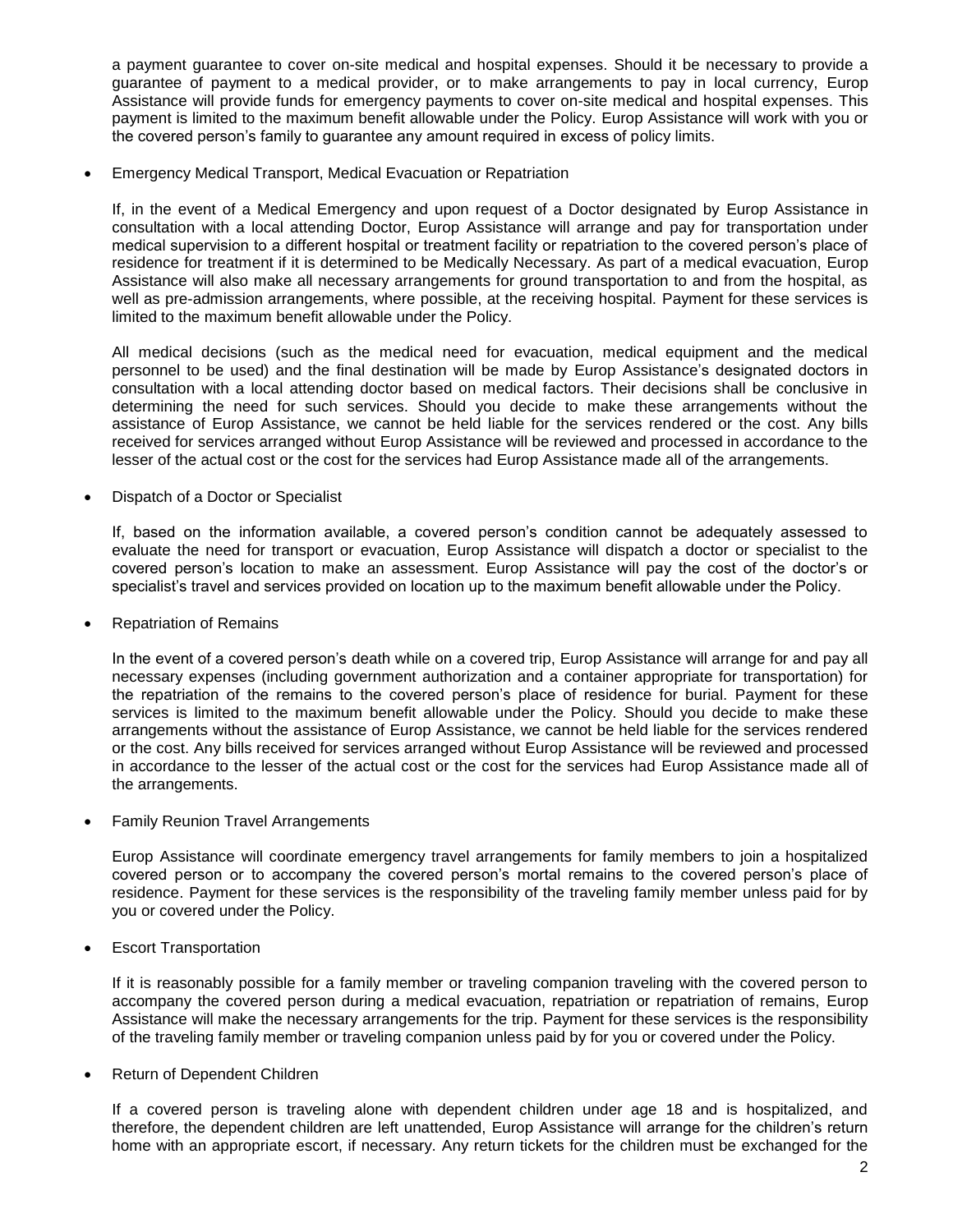a payment guarantee to cover on-site medical and hospital expenses. Should it be necessary to provide a guarantee of payment to a medical provider, or to make arrangements to pay in local currency, Europ Assistance will provide funds for emergency payments to cover on-site medical and hospital expenses. This payment is limited to the maximum benefit allowable under the Policy. Europ Assistance will work with you or the covered person's family to guarantee any amount required in excess of policy limits.

- Emergency Medical Transport, Medical Evacuation or Repatriation

  If, in the event of a Medical Emergency and upon request of a Doctor designated by Europ Assistance in consultation with a local attending Doctor, Europ Assistance will arrange and pay for transportation under medical supervision to a different hospital or treatment facility or repatriation to the covered person's place of residence for treatment if it is determined to be Medically Necessary. As part of a medical evacuation, Europ Assistance will also make all necessary arrangements for ground transportation to and from the hospital, as well as pre-admission arrangements, where possible, at the receiving hospital. Payment for these services is limited to the maximum benefit allowable under the Policy.

  All medical decisions (such as the medical need for evacuation, medical equipment and the medical personnel to be used) and the final destination will be made by Europ Assistance's designated doctors in consultation with a local attending doctor based on medical factors. Their decisions shall be conclusive in determining the need for such services. Should you decide to make these arrangements without the assistance of Europ Assistance, we cannot be held liable for the services rendered or the cost. Any bills received for services arranged without Europ Assistance will be reviewed and processed in accordance to the lesser of the actual cost or the cost for the services had Europ Assistance made all of the arrangements.

- Dispatch of a Doctor or Specialist

  If, based on the information available, a covered person's condition cannot be adequately assessed to evaluate the need for transport or evacuation, Europ Assistance will dispatch a doctor or specialist to the covered person's location to make an assessment. Europ Assistance will pay the cost of the doctor's or specialist's travel and services provided on location up to the maximum benefit allowable under the Policy.

- Repatriation of Remains

  In the event of a covered person's death while on a covered trip, Europ Assistance will arrange for and pay all necessary expenses (including government authorization and a container appropriate for transportation) for the repatriation of the remains to the covered person's place of residence for burial. Payment for these services is limited to the maximum benefit allowable under the Policy. Should you decide to make these arrangements without the assistance of Europ Assistance, we cannot be held liable for the services rendered or the cost. Any bills received for services arranged without Europ Assistance will be reviewed and processed in accordance to the lesser of the actual cost or the cost for the services had Europ Assistance made all of the arrangements.

- Family Reunion Travel Arrangements

  Europ Assistance will coordinate emergency travel arrangements for family members to join a hospitalized covered person or to accompany the covered person's mortal remains to the covered person's place of residence. Payment for these services is the responsibility of the traveling family member unless paid for by you or covered under the Policy.

- Escort Transportation

  If it is reasonably possible for a family member or traveling companion traveling with the covered person to accompany the covered person during a medical evacuation, repatriation or repatriation of remains, Europ Assistance will make the necessary arrangements for the trip. Payment for these services is the responsibility of the traveling family member or traveling companion unless paid by for you or covered under the Policy.

- Return of Dependent Children

  If a covered person is traveling alone with dependent children under age 18 and is hospitalized, and therefore, the dependent children are left unattended, Europ Assistance will arrange for the children's return home with an appropriate escort, if necessary. Any return tickets for the children must be exchanged for the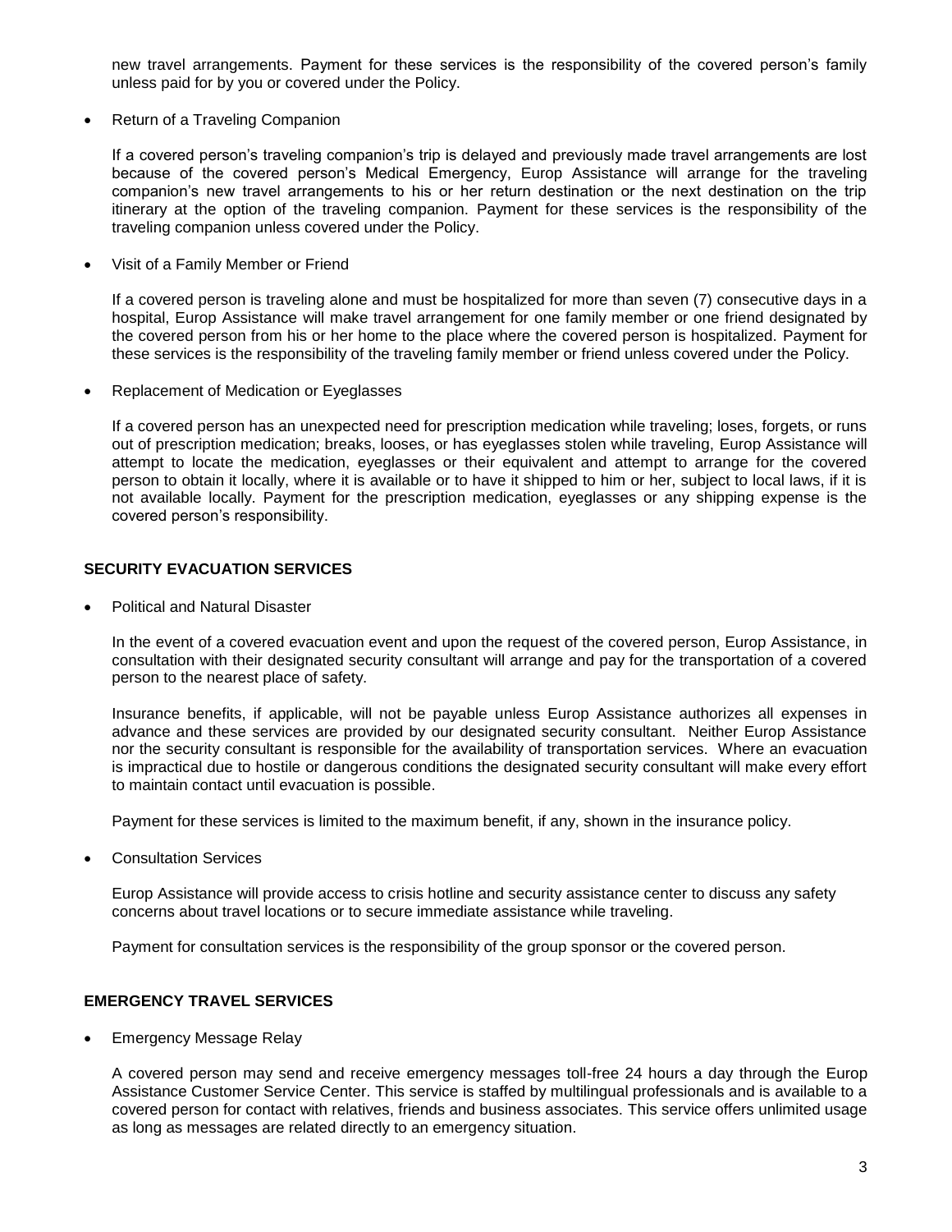new travel arrangements. Payment for these services is the responsibility of the covered person's family unless paid for by you or covered under the Policy.

- Return of a Traveling Companion

  If a covered person's traveling companion's trip is delayed and previously made travel arrangements are lost because of the covered person's Medical Emergency, Europ Assistance will arrange for the traveling companion's new travel arrangements to his or her return destination or the next destination on the trip itinerary at the option of the traveling companion. Payment for these services is the responsibility of the traveling companion unless covered under the Policy.

- Visit of a Family Member or Friend

  If a covered person is traveling alone and must be hospitalized for more than seven (7) consecutive days in a hospital, Europ Assistance will make travel arrangement for one family member or one friend designated by the covered person from his or her home to the place where the covered person is hospitalized. Payment for these services is the responsibility of the traveling family member or friend unless covered under the Policy.

- Replacement of Medication or Eyeglasses

  If a covered person has an unexpected need for prescription medication while traveling; loses, forgets, or runs out of prescription medication; breaks, looses, or has eyeglasses stolen while traveling, Europ Assistance will attempt to locate the medication, eyeglasses or their equivalent and attempt to arrange for the covered person to obtain it locally, where it is available or to have it shipped to him or her, subject to local laws, if it is not available locally. Payment for the prescription medication, eyeglasses or any shipping expense is the covered person's responsibility.

**SECURITY EVACUATION SERVICES**

- Political and Natural Disaster

  In the event of a covered evacuation event and upon the request of the covered person, Europ Assistance, in consultation with their designated security consultant will arrange and pay for the transportation of a covered person to the nearest place of safety.

  Insurance benefits, if applicable, will not be payable unless Europ Assistance authorizes all expenses in advance and these services are provided by our designated security consultant. Neither Europ Assistance nor the security consultant is responsible for the availability of transportation services. Where an evacuation is impractical due to hostile or dangerous conditions the designated security consultant will make every effort to maintain contact until evacuation is possible.

  Payment for these services is limited to the maximum benefit, if any, shown in the insurance policy.

- Consultation Services

  Europ Assistance will provide access to crisis hotline and security assistance center to discuss any safety concerns about travel locations or to secure immediate assistance while traveling.

  Payment for consultation services is the responsibility of the group sponsor or the covered person.

**EMERGENCY TRAVEL SERVICES**

- Emergency Message Relay

  A covered person may send and receive emergency messages toll-free 24 hours a day through the Europ Assistance Customer Service Center. This service is staffed by multilingual professionals and is available to a covered person for contact with relatives, friends and business associates. This service offers unlimited usage as long as messages are related directly to an emergency situation.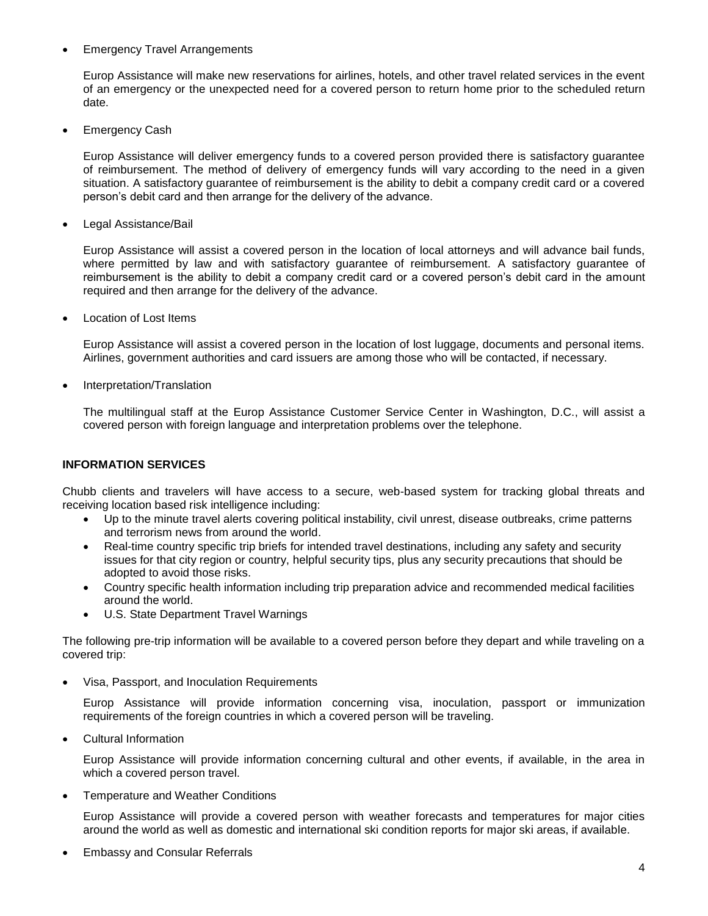- Emergency Travel Arrangements

  Europ Assistance will make new reservations for airlines, hotels, and other travel related services in the event of an emergency or the unexpected need for a covered person to return home prior to the scheduled return date.

- Emergency Cash

  Europ Assistance will deliver emergency funds to a covered person provided there is satisfactory guarantee of reimbursement. The method of delivery of emergency funds will vary according to the need in a given situation. A satisfactory guarantee of reimbursement is the ability to debit a company credit card or a covered person's debit card and then arrange for the delivery of the advance.

- Legal Assistance/Bail

  Europ Assistance will assist a covered person in the location of local attorneys and will advance bail funds, where permitted by law and with satisfactory guarantee of reimbursement. A satisfactory guarantee of reimbursement is the ability to debit a company credit card or a covered person's debit card in the amount required and then arrange for the delivery of the advance.

- Location of Lost Items

  Europ Assistance will assist a covered person in the location of lost luggage, documents and personal items. Airlines, government authorities and card issuers are among those who will be contacted, if necessary.

- Interpretation/Translation

  The multilingual staff at the Europ Assistance Customer Service Center in Washington, D.C., will assist a covered person with foreign language and interpretation problems over the telephone.

**INFORMATION SERVICES**

Chubb clients and travelers will have access to a secure, web-based system for tracking global threats and receiving location based risk intelligence including:

- Up to the minute travel alerts covering political instability, civil unrest, disease outbreaks, crime patterns and terrorism news from around the world.
- Real-time country specific trip briefs for intended travel destinations, including any safety and security issues for that city region or country, helpful security tips, plus any security precautions that should be adopted to avoid those risks.
- Country specific health information including trip preparation advice and recommended medical facilities around the world.
- U.S. State Department Travel Warnings

The following pre-trip information will be available to a covered person before they depart and while traveling on a covered trip:

- Visa, Passport, and Inoculation Requirements

  Europ Assistance will provide information concerning visa, inoculation, passport or immunization requirements of the foreign countries in which a covered person will be traveling.

- Cultural Information

  Europ Assistance will provide information concerning cultural and other events, if available, in the area in which a covered person travel.

- Temperature and Weather Conditions

  Europ Assistance will provide a covered person with weather forecasts and temperatures for major cities around the world as well as domestic and international ski condition reports for major ski areas, if available.

- Embassy and Consular Referrals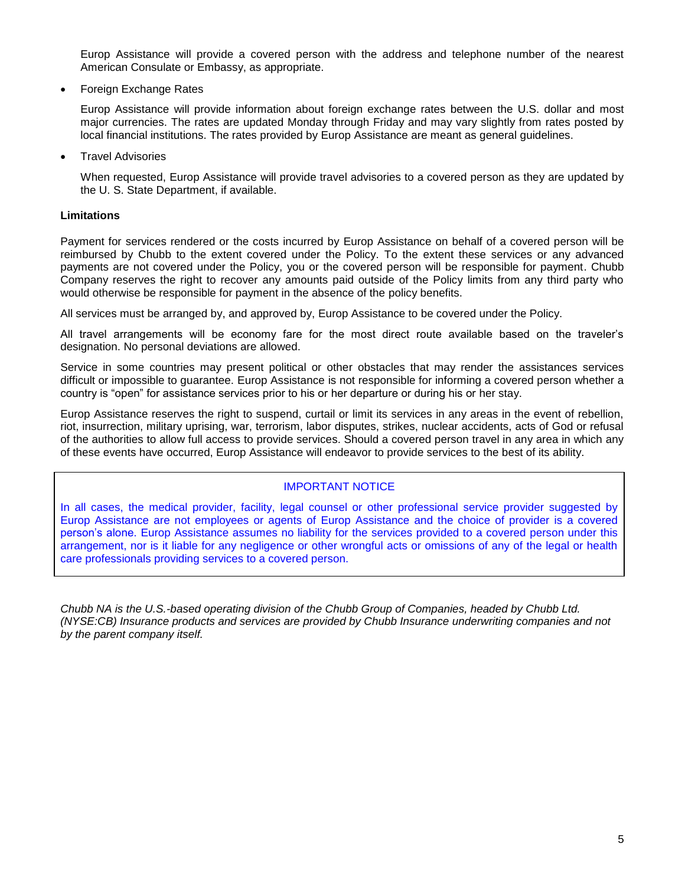Europ Assistance will provide a covered person with the address and telephone number of the nearest American Consulate or Embassy, as appropriate.

- Foreign Exchange Rates

  Europ Assistance will provide information about foreign exchange rates between the U.S. dollar and most major currencies. The rates are updated Monday through Friday and may vary slightly from rates posted by local financial institutions. The rates provided by Europ Assistance are meant as general guidelines.

- Travel Advisories

  When requested, Europ Assistance will provide travel advisories to a covered person as they are updated by the U. S. State Department, if available.

**Limitations**

Payment for services rendered or the costs incurred by Europ Assistance on behalf of a covered person will be reimbursed by Chubb to the extent covered under the Policy. To the extent these services or any advanced payments are not covered under the Policy, you or the covered person will be responsible for payment. Chubb Company reserves the right to recover any amounts paid outside of the Policy limits from any third party who would otherwise be responsible for payment in the absence of the policy benefits.

All services must be arranged by, and approved by, Europ Assistance to be covered under the Policy.

All travel arrangements will be economy fare for the most direct route available based on the traveler's designation. No personal deviations are allowed.

Service in some countries may present political or other obstacles that may render the assistances services difficult or impossible to guarantee. Europ Assistance is not responsible for informing a covered person whether a country is "open" for assistance services prior to his or her departure or during his or her stay.

Europ Assistance reserves the right to suspend, curtail or limit its services in any areas in the event of rebellion, riot, insurrection, military uprising, war, terrorism, labor disputes, strikes, nuclear accidents, acts of God or refusal of the authorities to allow full access to provide services. Should a covered person travel in any area in which any of these events have occurred, Europ Assistance will endeavor to provide services to the best of its ability.

IMPORTANT NOTICE

In all cases, the medical provider, facility, legal counsel or other professional service provider suggested by Europ Assistance are not employees or agents of Europ Assistance and the choice of provider is a covered person's alone. Europ Assistance assumes no liability for the services provided to a covered person under this arrangement, nor is it liable for any negligence or other wrongful acts or omissions of any of the legal or health care professionals providing services to a covered person.

*Chubb NA is the U.S.-based operating division of the Chubb Group of Companies, headed by Chubb Ltd. (NYSE:CB) Insurance products and services are provided by Chubb Insurance underwriting companies and not by the parent company itself.*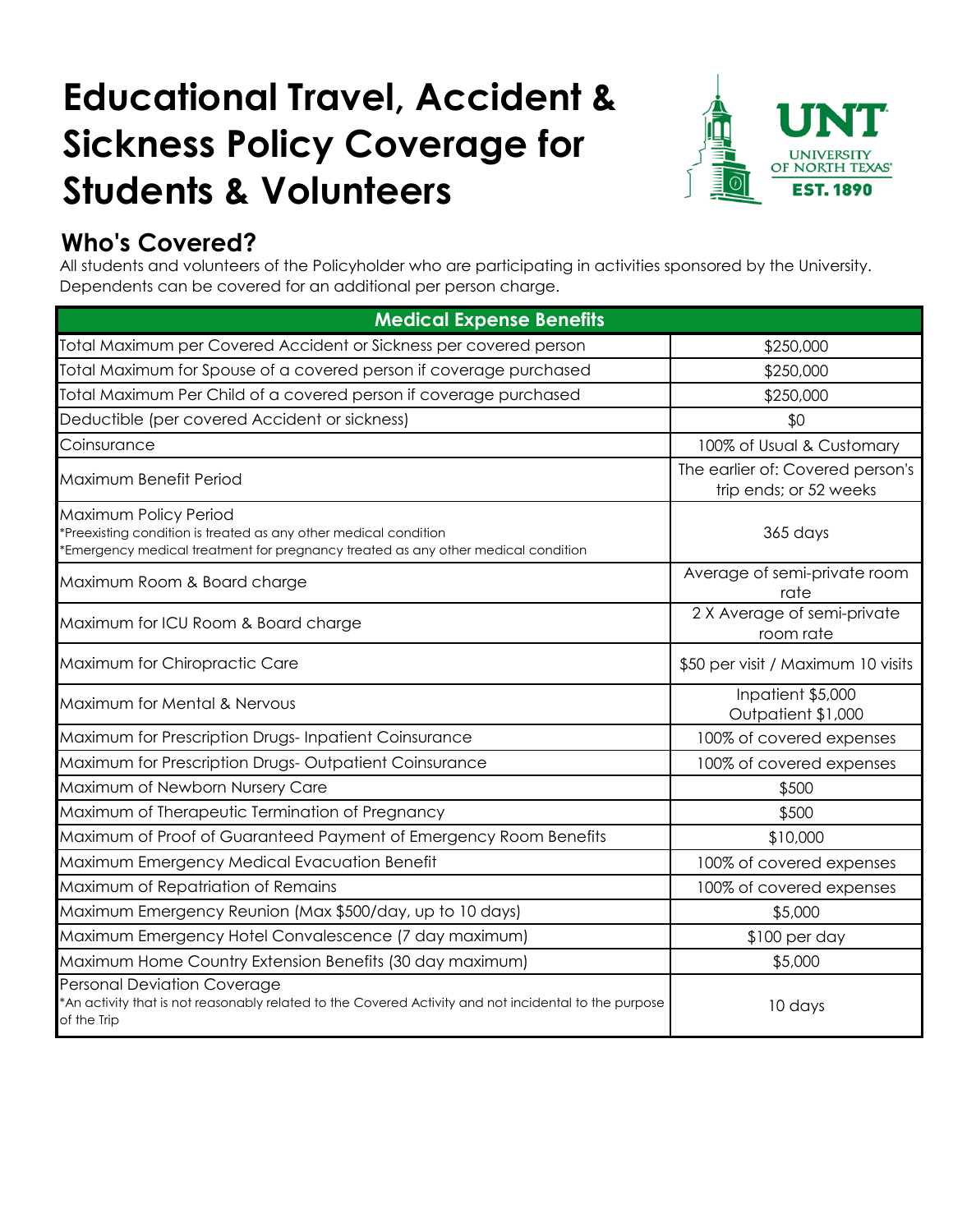# Educational Travel, Accident & Sickness Policy Coverage for Students & Volunteers

## Who's Covered?

All students and volunteers of the Policyholder who are participating in activities sponsored by the University. Dependents can be covered for an additional per person charge.

| Medical Expense Benefits | |
|---|---|
| Total Maximum per Covered Accident or Sickness per covered person | $250,000 |
| Total Maximum for Spouse of a covered person if coverage purchased | $250,000 |
| Total Maximum Per Child of a covered person if coverage purchased | $250,000 |
| Deductible (per covered Accident or sickness) | $0 |
| Coinsurance | 100% of Usual & Customary |
| Maximum Benefit Period | The earlier of: Covered person's trip ends; or 52 weeks |
| Maximum Policy Period<br>*Preexisting condition is treated as any other medical condition<br>*Emergency medical treatment for pregnancy treated as any other medical condition | 365 days |
| Maximum Room & Board charge | Average of semi-private room rate |
| Maximum for ICU Room & Board charge | 2 X Average of semi-private room rate |
| Maximum for Chiropractic Care | $50 per visit / Maximum 10 visits |
| Maximum for Mental & Nervous | Inpatient $5,000<br>Outpatient $1,000 |
| Maximum for Prescription Drugs- Inpatient Coinsurance | 100% of covered expenses |
| Maximum for Prescription Drugs- Outpatient Coinsurance | 100% of covered expenses |
| Maximum of Newborn Nursery Care | $500 |
| Maximum of Therapeutic Termination of Pregnancy | $500 |
| Maximum of Proof of Guaranteed Payment of Emergency Room Benefits | $10,000 |
| Maximum Emergency Medical Evacuation Benefit | 100% of covered expenses |
| Maximum of Repatriation of Remains | 100% of covered expenses |
| Maximum Emergency Reunion (Max $500/day, up to 10 days) | $5,000 |
| Maximum Emergency Hotel Convalescence (7 day maximum) | $100 per day |
| Maximum Home Country Extension Benefits (30 day maximum) | $5,000 |
| Personal Deviation Coverage<br>*An activity that is not reasonably related to the Covered Activity and not incidental to the purpose of the Trip | 10 days |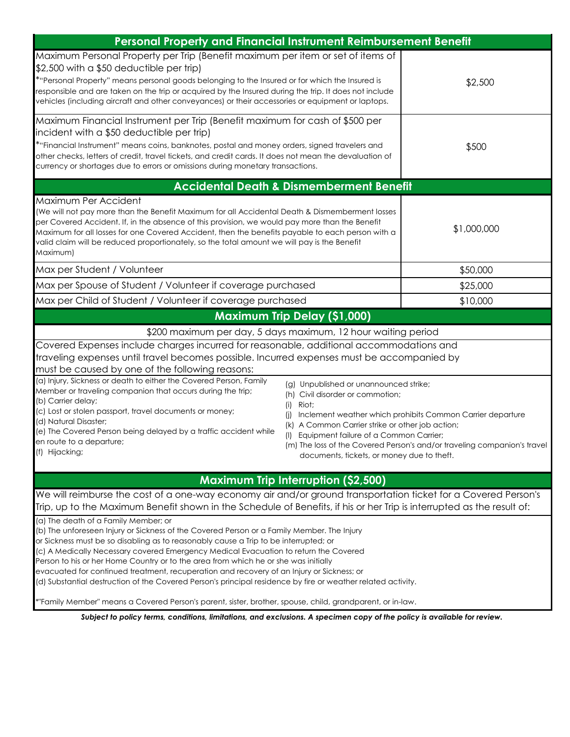## Personal Property and Financial Instrument Reimbursement Benefit

| | |
|---|---|
| Maximum Personal Property per Trip (Benefit maximum per item or set of items of $2,500 with a $50 deductible per trip)<br>*"Personal Property" means personal goods belonging to the Insured or for which the Insured is responsible and are taken on the trip or acquired by the Insured during the trip. It does not include vehicles (including aircraft and other conveyances) or their accessories or equipment or laptops. | $2,500 |
| Maximum Financial Instrument per Trip (Benefit maximum for cash of $500 per incident with a $50 deductible per trip)<br>*"Financial Instrument" means coins, banknotes, postal and money orders, signed travelers and other checks, letters of credit, travel tickets, and credit cards. It does not mean the devaluation of currency or shortages due to errors or omissions during monetary transactions. | $500 |

## Accidental Death & Dismemberment Benefit

| | |
|---|---|
| Maximum Per Accident<br>(We will not pay more than the Benefit Maximum for all Accidental Death & Dismemberment losses per Covered Accident. If, in the absence of this provision, we would pay more than the Benefit Maximum for all losses for one Covered Accident, then the benefits payable to each person with a valid claim will be reduced proportionately, so the total amount we will pay is the Benefit Maximum) | $1,000,000 |
| Max per Student / Volunteer | $50,000 |
| Max per Spouse of Student / Volunteer if coverage purchased | $25,000 |
| Max per Child of Student / Volunteer if coverage purchased | $10,000 |

## Maximum Trip Delay ($1,000)

$200 maximum per day, 5 days maximum, 12 hour waiting period

Covered Expenses include charges incurred for reasonable, additional accommodations and traveling expenses until travel becomes possible. Incurred expenses must be accompanied by must be caused by one of the following reasons:

(a) Injury, Sickness or death to either the Covered Person, Family Member or traveling companion that occurs during the trip;
(b) Carrier delay;
(c) Lost or stolen passport, travel documents or money;
(d) Natural Disaster;
(e) The Covered Person being delayed by a traffic accident while en route to a departure;
(f) Hijacking;
(g) Unpublished or unannounced strike;
(h) Civil disorder or commotion;
(i) Riot;
(j) Inclement weather which prohibits Common Carrier departure
(k) A Common Carrier strike or other job action;
(l) Equipment failure of a Common Carrier;
(m) The loss of the Covered Person's and/or traveling companion's travel documents, tickets, or money due to theft.

## Maximum Trip Interruption ($2,500)

We will reimburse the cost of a one-way economy air and/or ground transportation ticket for a Covered Person's Trip, up to the Maximum Benefit shown in the Schedule of Benefits, if his or her Trip is interrupted as the result of:

(a) The death of a Family Member; or
(b) The unforeseen Injury or Sickness of the Covered Person or a Family Member. The Injury or Sickness must be so disabling as to reasonably cause a Trip to be interrupted; or
(c) A Medically Necessary covered Emergency Medical Evacuation to return the Covered Person to his or her Home Country or to the area from which he or she was initially evacuated for continued treatment, recuperation and recovery of an Injury or Sickness; or
(d) Substantial destruction of the Covered Person's principal residence by fire or weather related activity.

*"Family Member" means a Covered Person's parent, sister, brother, spouse, child, grandparent, or in-law.

***Subject to policy terms, conditions, limitations, and exclusions. A specimen copy of the policy is available for review.***